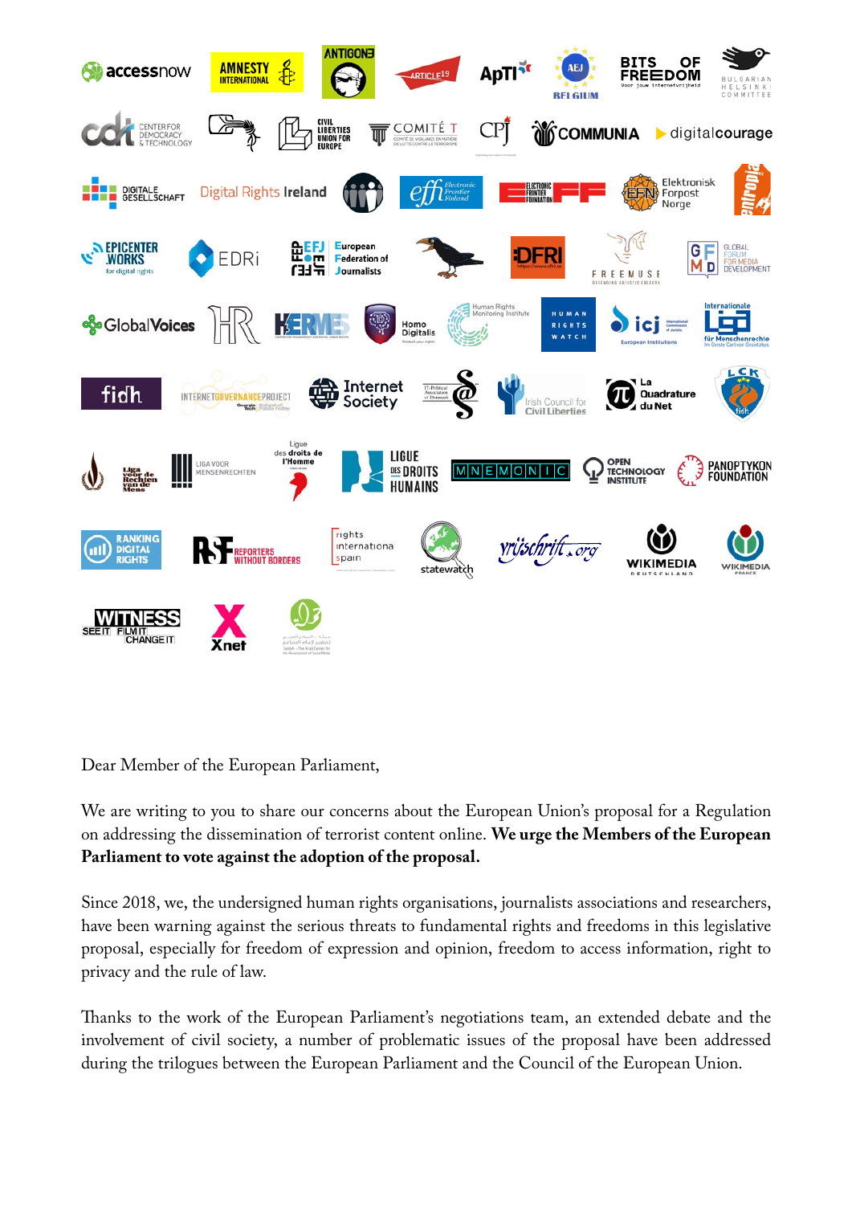Dear Member of the European Parliament,

We are writing to you to share our concerns about the European Union's proposal for a Regulation on addressing the dissemination of terrorist content online. **We urge the Members of the European Parliament to vote against the adoption of the proposal.**

Since 2018, we, the undersigned human rights organisations, journalists associations and researchers, have been warning against the serious threats to fundamental rights and freedoms in this legislative proposal, especially for freedom of expression and opinion, freedom to access information, right to privacy and the rule of law.

Thanks to the work of the European Parliament's negotiations team, an extended debate and the involvement of civil society, a number of problematic issues of the proposal have been addressed during the trilogues between the European Parliament and the Council of the European Union.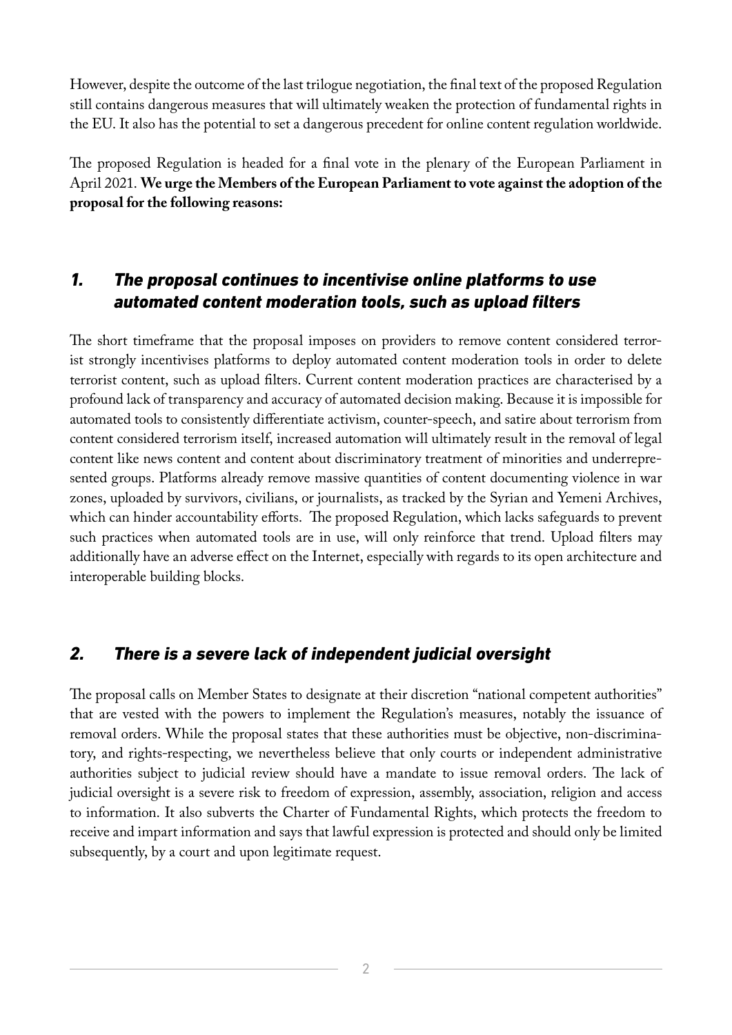However, despite the outcome of the last trilogue negotiation, the final text of the proposed Regulation still contains dangerous measures that will ultimately weaken the protection of fundamental rights in the EU. It also has the potential to set a dangerous precedent for online content regulation worldwide.

The proposed Regulation is headed for a final vote in the plenary of the European Parliament in April 2021. **We urge the Members of the European Parliament to vote against the adoption of the proposal for the following reasons:**

## *1. The proposal continues to incentivise online platforms to use automated content moderation tools, such as upload filters*

The short timeframe that the proposal imposes on providers to remove content considered terrorist strongly incentivises platforms to deploy automated content moderation tools in order to delete terrorist content, such as upload filters. Current content moderation practices are characterised by a profound lack of transparency and accuracy of automated decision making. Because it is impossible for automated tools to consistently differentiate activism, counter-speech, and satire about terrorism from content considered terrorism itself, increased automation will ultimately result in the removal of legal content like news content and content about discriminatory treatment of minorities and underrepresented groups. Platforms already remove massive quantities of content documenting violence in war zones, uploaded by survivors, civilians, or journalists, as tracked by the Syrian and Yemeni Archives, which can hinder accountability efforts. The proposed Regulation, which lacks safeguards to prevent such practices when automated tools are in use, will only reinforce that trend. Upload filters may additionally have an adverse effect on the Internet, especially with regards to its open architecture and interoperable building blocks.

## *2. There is a severe lack of independent judicial oversight*

The proposal calls on Member States to designate at their discretion "national competent authorities" that are vested with the powers to implement the Regulation's measures, notably the issuance of removal orders. While the proposal states that these authorities must be objective, non-discriminatory, and rights-respecting, we nevertheless believe that only courts or independent administrative authorities subject to judicial review should have a mandate to issue removal orders. The lack of judicial oversight is a severe risk to freedom of expression, assembly, association, religion and access to information. It also subverts the Charter of Fundamental Rights, which protects the freedom to receive and impart information and says that lawful expression is protected and should only be limited subsequently, by a court and upon legitimate request.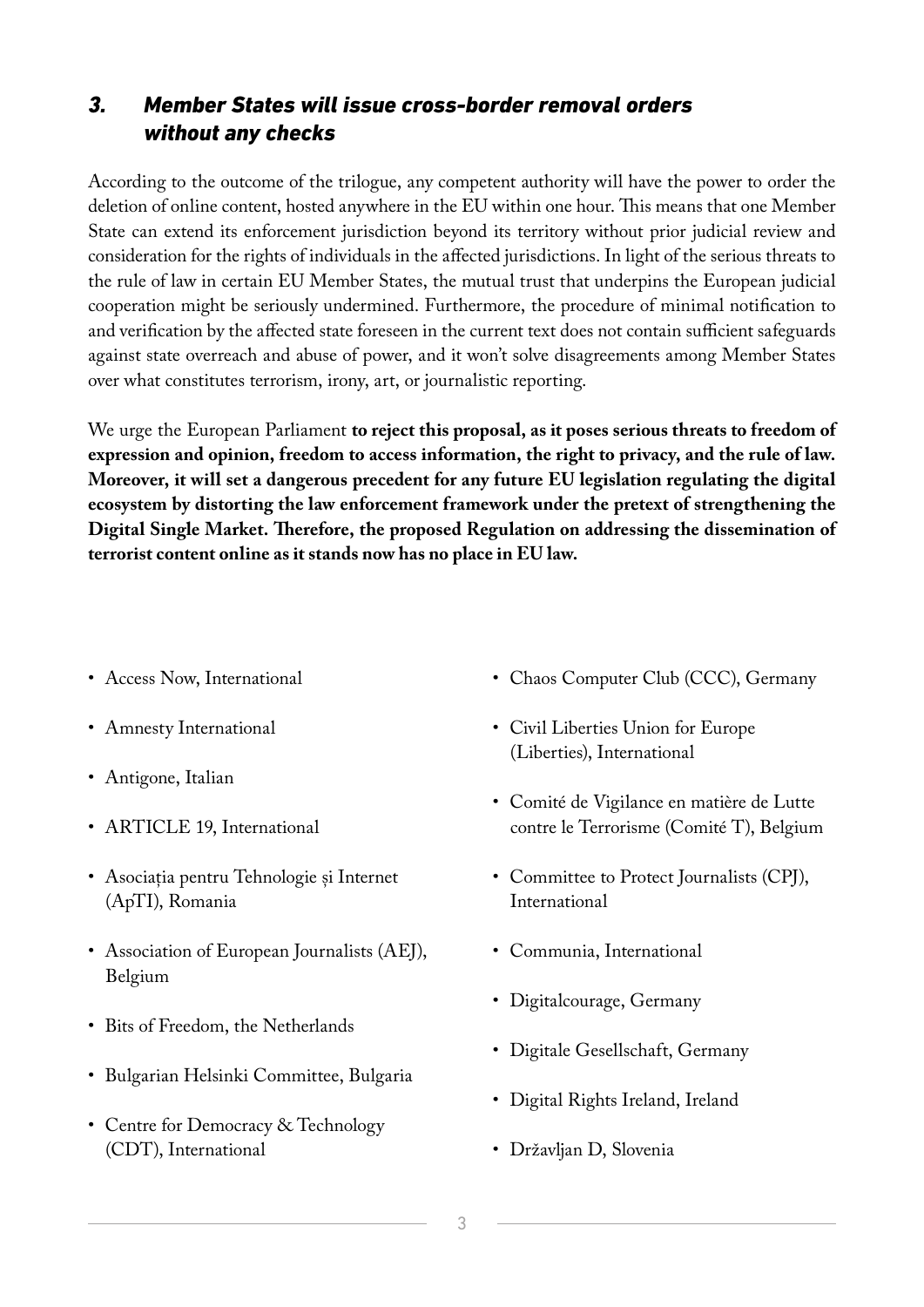## *3. Member States will issue cross-border removal orders without any checks*

According to the outcome of the trilogue, any competent authority will have the power to order the deletion of online content, hosted anywhere in the EU within one hour. This means that one Member State can extend its enforcement jurisdiction beyond its territory without prior judicial review and consideration for the rights of individuals in the affected jurisdictions. In light of the serious threats to the rule of law in certain EU Member States, the mutual trust that underpins the European judicial cooperation might be seriously undermined. Furthermore, the procedure of minimal notification to and verification by the affected state foreseen in the current text does not contain sufficient safeguards against state overreach and abuse of power, and it won't solve disagreements among Member States over what constitutes terrorism, irony, art, or journalistic reporting.

We urge the European Parliament **to reject this proposal, as it poses serious threats to freedom of expression and opinion, freedom to access information, the right to privacy, and the rule of law. Moreover, it will set a dangerous precedent for any future EU legislation regulating the digital ecosystem by distorting the law enforcement framework under the pretext of strengthening the Digital Single Market. Therefore, the proposed Regulation on addressing the dissemination of terrorist content online as it stands now has no place in EU law.**

- Access Now, International
- Amnesty International
- Antigone, Italian
- ARTICLE 19, International
- Asociația pentru Tehnologie și Internet (ApTI), Romania
- Association of European Journalists (AEJ), Belgium
- Bits of Freedom, the Netherlands
- Bulgarian Helsinki Committee, Bulgaria
- Centre for Democracy & Technology (CDT), International
- Chaos Computer Club (CCC), Germany
- Civil Liberties Union for Europe (Liberties), International
- Comité de Vigilance en matière de Lutte contre le Terrorisme (Comité T), Belgium
- Committee to Protect Journalists (CPJ), International
- Communia, International
- Digitalcourage, Germany
- Digitale Gesellschaft, Germany
- Digital Rights Ireland, Ireland
- Državljan D, Slovenia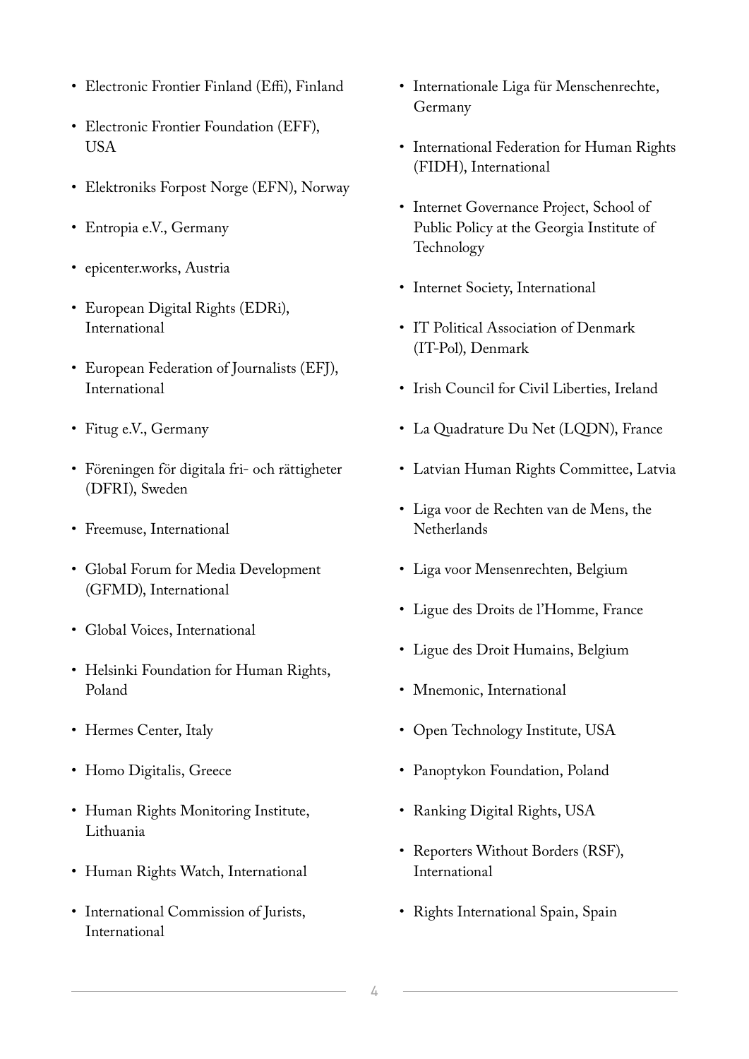- Electronic Frontier Finland (Effi), Finland
- Electronic Frontier Foundation (EFF), USA
- Elektroniks Forpost Norge (EFN), Norway
- Entropia e.V., Germany
- epicenter.works, Austria
- European Digital Rights (EDRi), International
- European Federation of Journalists (EFJ), International
- Fitug e.V., Germany
- Föreningen för digitala fri- och rättigheter (DFRI), Sweden
- Freemuse, International
- Global Forum for Media Development (GFMD), International
- Global Voices, International
- Helsinki Foundation for Human Rights, Poland
- Hermes Center, Italy
- Homo Digitalis, Greece
- Human Rights Monitoring Institute, Lithuania
- Human Rights Watch, International
- International Commission of Jurists, International
- Internationale Liga für Menschenrechte, Germany
- International Federation for Human Rights (FIDH), International
- Internet Governance Project, School of Public Policy at the Georgia Institute of Technology
- Internet Society, International
- IT Political Association of Denmark (IT-Pol), Denmark
- Irish Council for Civil Liberties, Ireland
- La Quadrature Du Net (LQDN), France
- Latvian Human Rights Committee, Latvia
- Liga voor de Rechten van de Mens, the Netherlands
- Liga voor Mensenrechten, Belgium
- Ligue des Droits de l'Homme, France
- Ligue des Droit Humains, Belgium
- Mnemonic, International
- Open Technology Institute, USA
- Panoptykon Foundation, Poland
- Ranking Digital Rights, USA
- Reporters Without Borders (RSF), International
- Rights International Spain, Spain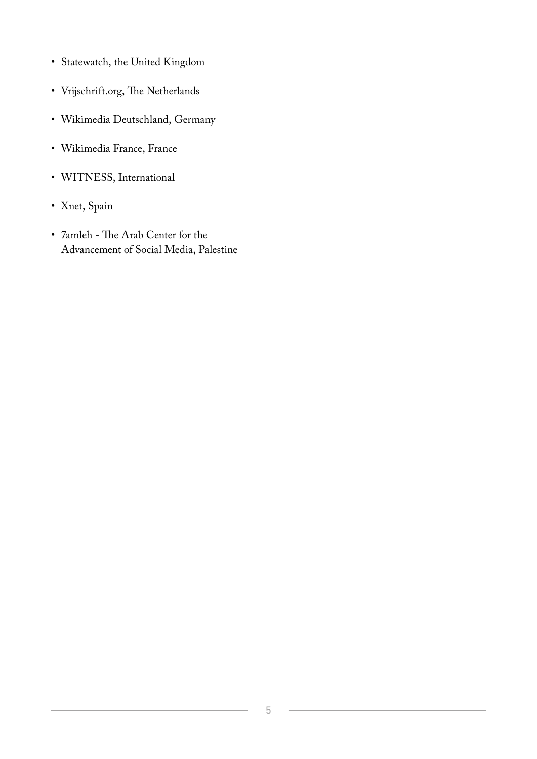- Statewatch, the United Kingdom
- Vrijschrift.org, The Netherlands
- Wikimedia Deutschland, Germany
- Wikimedia France, France
- WITNESS, International
- Xnet, Spain
- 7amleh - The Arab Center for the Advancement of Social Media, Palestine